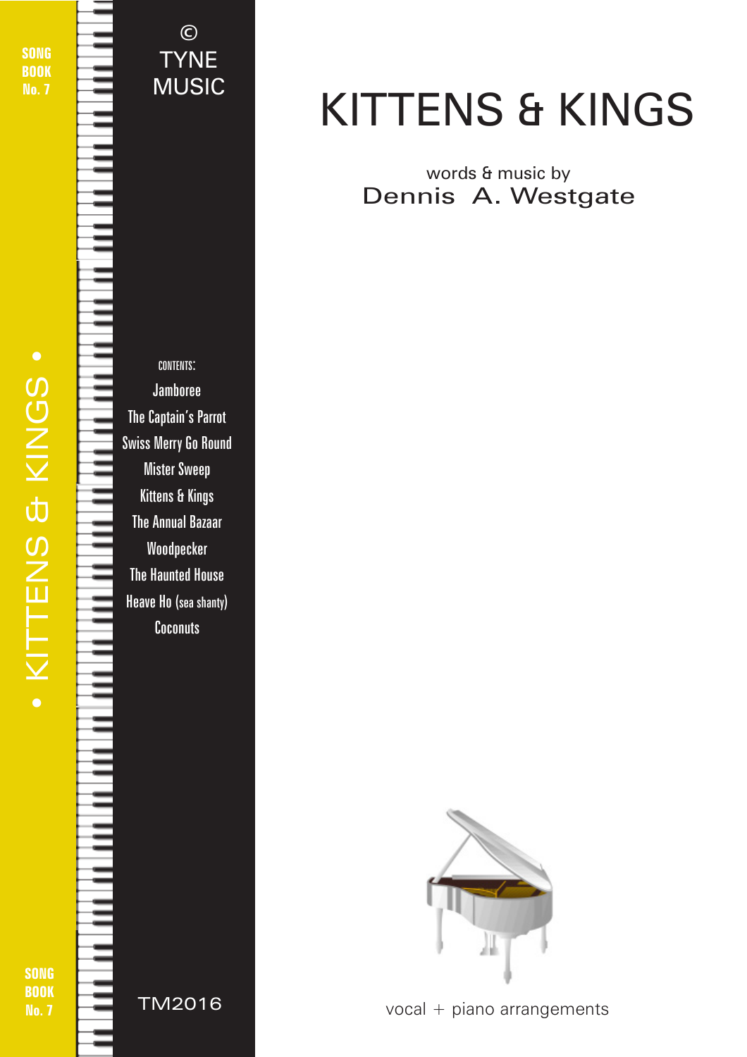SONG BOOK No. 7

© TYNE MUSIC

# KITTENS & KINGS

words & music by
Dennis A. Westgate

CONTENTS:

- Jamboree
- The Captain's Parrot
- Swiss Merry Go Round
- Mister Sweep
- Kittens & Kings
- The Annual Bazaar
- Woodpecker
- The Haunted House
- Heave Ho (sea shanty)
- Coconuts

• KITTENS & KINGS •

SONG BOOK No. 7

TM2016

vocal + piano arrangements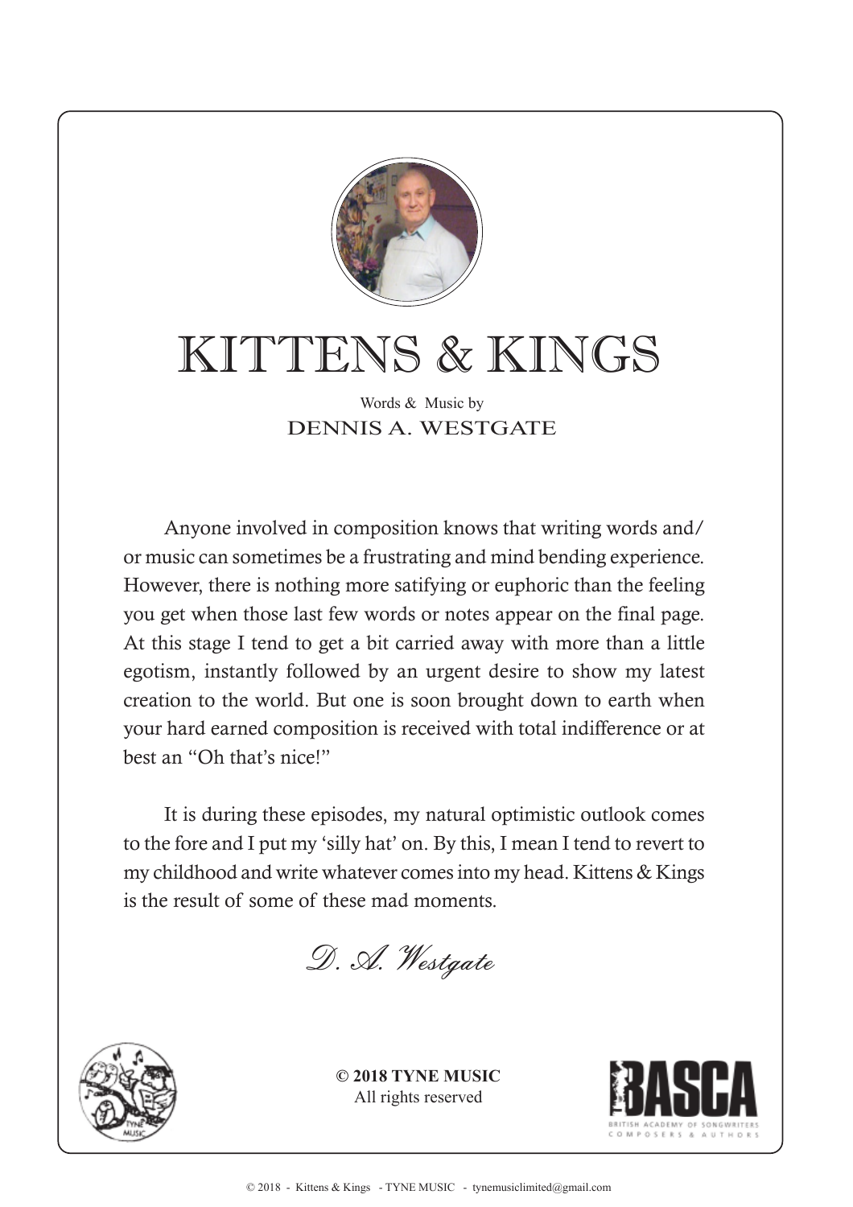# KITTENS & KINGS

Words & Music by
DENNIS A. WESTGATE

Anyone involved in composition knows that writing words and/ or music can sometimes be a frustrating and mind bending experience. However, there is nothing more satifying or euphoric than the feeling you get when those last few words or notes appear on the final page. At this stage I tend to get a bit carried away with more than a little egotism, instantly followed by an urgent desire to show my latest creation to the world. But one is soon brought down to earth when your hard earned composition is received with total indifference or at best an "Oh that's nice!"

It is during these episodes, my natural optimistic outlook comes to the fore and I put my 'silly hat' on. By this, I mean I tend to revert to my childhood and write whatever comes into my head. Kittens & Kings is the result of some of these mad moments.

*D. A. Westgate*

**© 2018 TYNE MUSIC**
All rights reserved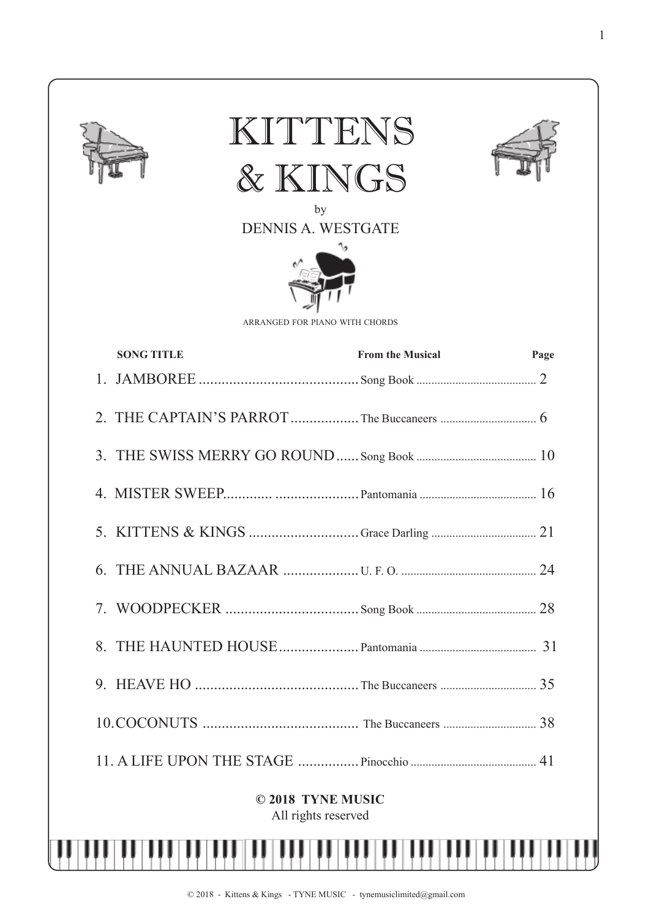# KITTENS & KINGS

by

DENNIS A. WESTGATE

ARRANGED FOR PIANO WITH CHORDS

| SONG TITLE | From the Musical | Page |
| --- | --- | --- |
| 1. JAMBOREE | Song Book | 2 |
| 2. THE CAPTAIN'S PARROT | The Buccaneers | 6 |
| 3. THE SWISS MERRY GO ROUND | Song Book | 10 |
| 4. MISTER SWEEP | Pantomania | 16 |
| 5. KITTENS & KINGS | Grace Darling | 21 |
| 6. THE ANNUAL BAZAAR | U. F. O. | 24 |
| 7. WOODPECKER | Song Book | 28 |
| 8. THE HAUNTED HOUSE | Pantomania | 31 |
| 9. HEAVE HO | The Buccaneers | 35 |
| 10. COCONUTS | The Buccaneers | 38 |
| 11. A LIFE UPON THE STAGE | Pinocchio | 41 |

**© 2018 TYNE MUSIC**

All rights reserved

© 2018 - Kittens & Kings - TYNE MUSIC - tynemusiclimited@gmail.com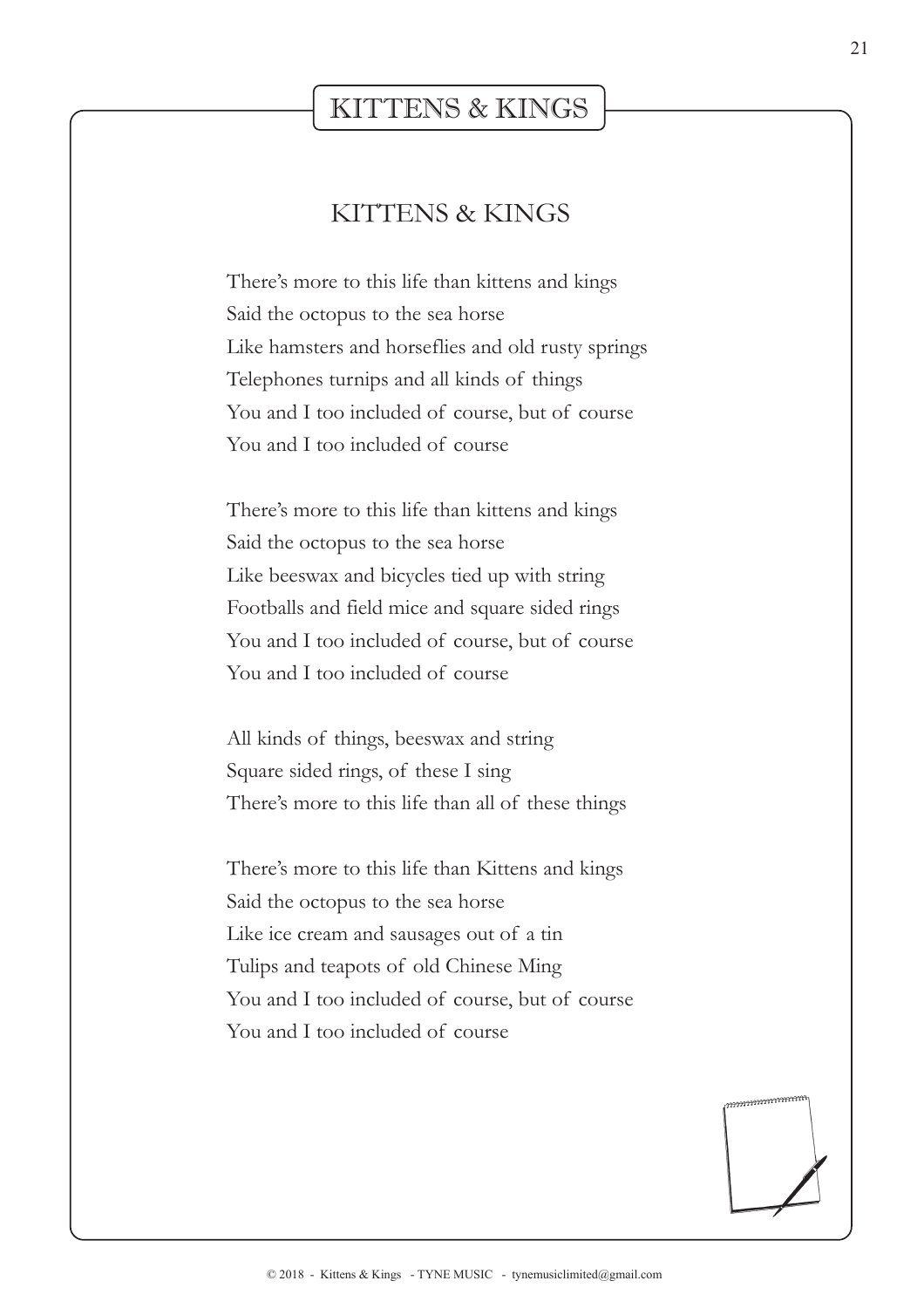# KITTENS & KINGS

## KITTENS & KINGS

There's more to this life than kittens and kings
Said the octopus to the sea horse
Like hamsters and horseflies and old rusty springs
Telephones turnips and all kinds of things
You and I too included of course, but of course
You and I too included of course

There's more to this life than kittens and kings
Said the octopus to the sea horse
Like beeswax and bicycles tied up with string
Footballs and field mice and square sided rings
You and I too included of course, but of course
You and I too included of course

All kinds of things, beeswax and string
Square sided rings, of these I sing
There's more to this life than all of these things

There's more to this life than Kittens and kings
Said the octopus to the sea horse
Like ice cream and sausages out of a tin
Tulips and teapots of old Chinese Ming
You and I too included of course, but of course
You and I too included of course

© 2018 - Kittens & Kings - TYNE MUSIC - tynemusiclimited@gmail.com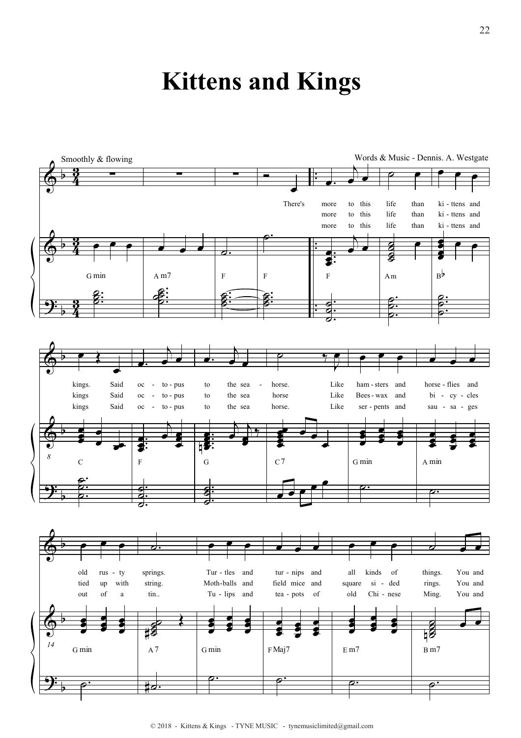# Kittens and Kings

Smoothly & flowing

Words & Music - Dennis. A. Westgate

There's more to this life than ki - ttens and kings. Said oc - to - pus to the sea - horse. Like ham - sters and horse - flies and old rus - ty springs. Tur - tles and tur - nips and all kinds of things. You and

more to this life than ki - ttens and kings Said oc - to - pus to the sea horse Like Bees - wax and bi - cy - cles tied up with string. Moth-balls and field mice and square si - ded rings. You and

more to this life than ki - ttens and kings Said oc - to - pus to the sea horse. Like ser - pents and sau - sa - ges out of a tin.. Tu - lips and tea - pots of old Chi - nese Ming. You and

G min | A m7 | F | F | F | Am | B♭ | C | F | G | C7 | G min | A min | G min | A7 | G min | F Maj7 | E m7 | B m7

© 2018 - Kittens & Kings - TYNE MUSIC - tynemusiclimited@gmail.com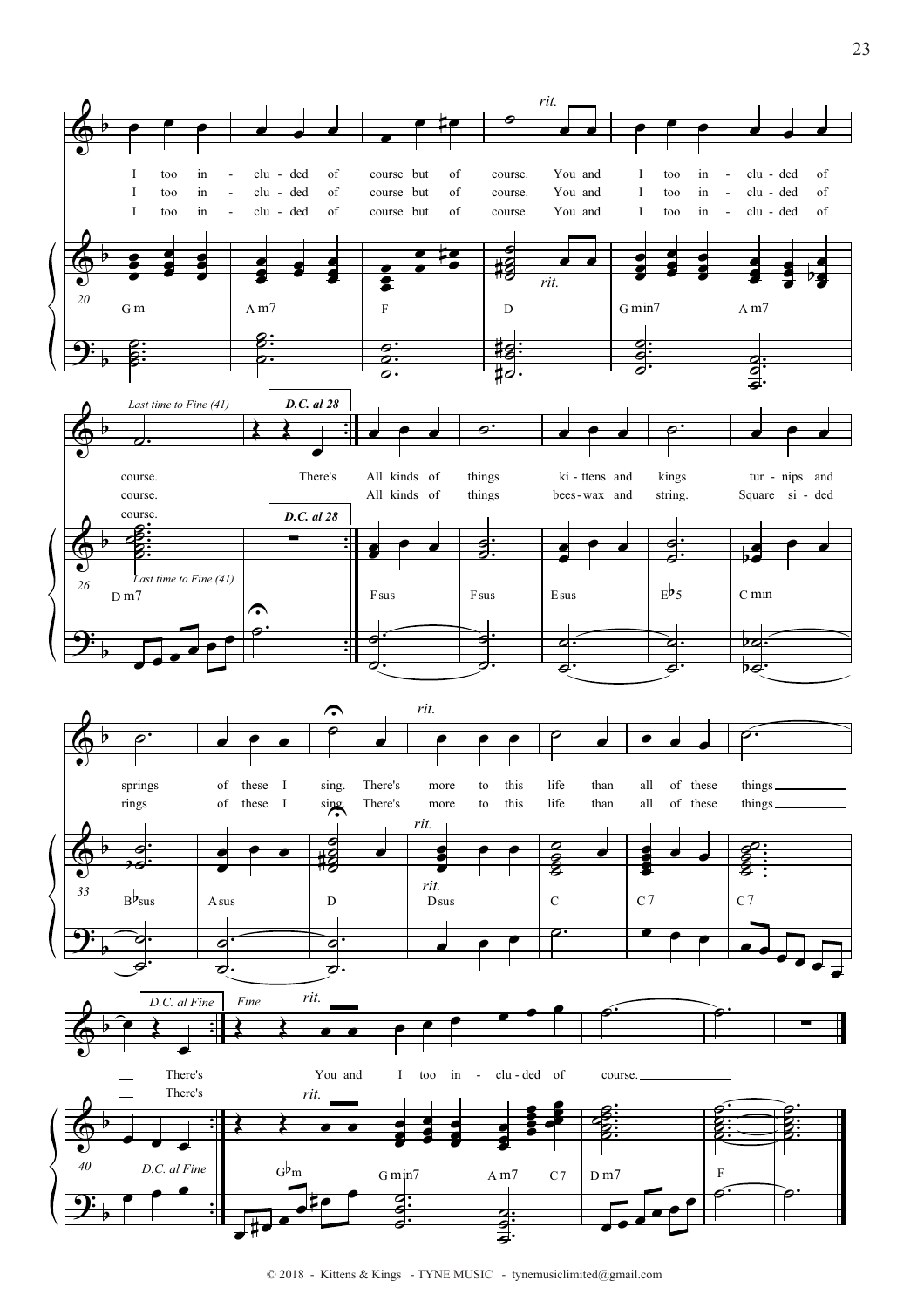*rit.*

I too in - clu - ded of course but of course. You and I too in - clu - ded of
I too in - clu - ded of course but of course. You and I too in - clu - ded of
I too in - clu - ded of course but of course. You and I too in - clu - ded of

Gm | Am7 | F | D | Gmin7 | Am7

*Last time to Fine (41)* **D.C. al 28**

course. There's All kinds of things ki - ttens and kings tur - nips and
course. All kinds of things bees - wax and string. Square si - ded
course.

Dm7 | | Fsus | Fsus | Esus | E♭5 | C min

*rit.*

springs of these I sing. There's more to this life than all of these things
rings of these I sing. There's more to this life than all of these things

B♭sus | Asus | D | Dsus | C | C7 | C7

*D.C. al Fine* *Fine* *rit.*

There's You and I too in - clu - ded of course.
There's

*D.C. al Fine*

G♭m | Gmin7 | Am7 C7 | Dm7 | F